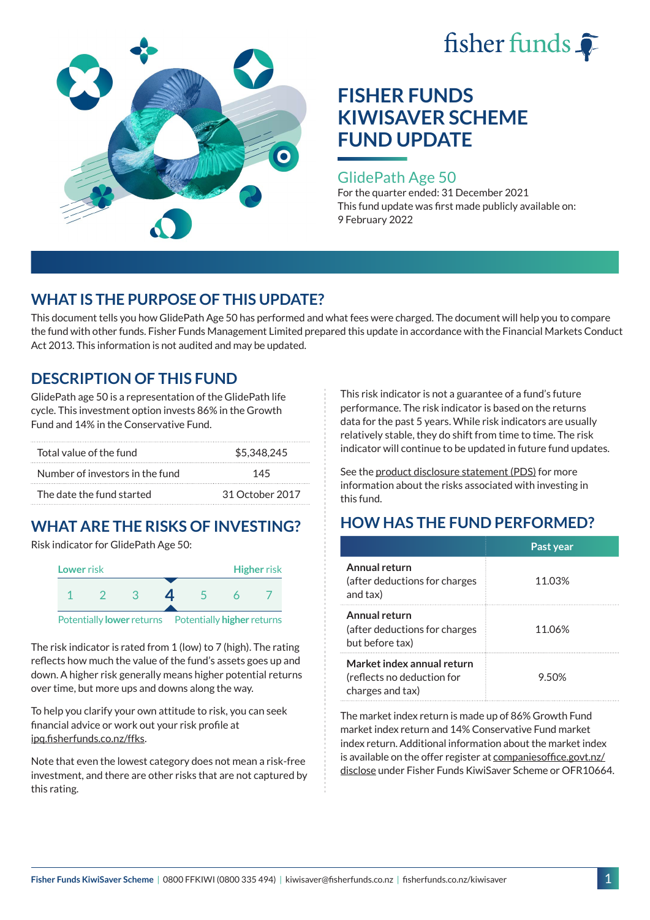# FISHER FUNDS KIWISAVER SCHEME FUND UPDATE

## GlidePath Age 50

For the quarter ended: 31 December 2021

This fund update was first made publicly available on: 9 February 2022

## WHAT IS THE PURPOSE OF THIS UPDATE?

This document tells you how GlidePath Age 50 has performed and what fees were charged. The document will help you to compare the fund with other funds. Fisher Funds Management Limited prepared this update in accordance with the Financial Markets Conduct Act 2013. This information is not audited and may be updated.

## DESCRIPTION OF THIS FUND

GlidePath age 50 is a representation of the GlidePath life cycle. This investment option invests 86% in the Growth Fund and 14% in the Conservative Fund.

| | |
|---|---|
| Total value of the fund | $5,348,245 |
| Number of investors in the fund | 145 |
| The date the fund started | 31 October 2017 |

## WHAT ARE THE RISKS OF INVESTING?

Risk indicator for GlidePath Age 50:

| Lower risk | | | | | | Higher risk |
|---|---|---|---|---|---|---|
| 1 | 2 | 3 | **4** | 5 | 6 | 7 |

Potentially **lower** returns — Potentially **higher** returns

The risk indicator is rated from 1 (low) to 7 (high). The rating reflects how much the value of the fund's assets goes up and down. A higher risk generally means higher potential returns over time, but more ups and downs along the way.

To help you clarify your own attitude to risk, you can seek financial advice or work out your risk profile at ipq.fisherfunds.co.nz/ffks.

Note that even the lowest category does not mean a risk-free investment, and there are other risks that are not captured by this rating.

This risk indicator is not a guarantee of a fund's future performance. The risk indicator is based on the returns data for the past 5 years. While risk indicators are usually relatively stable, they do shift from time to time. The risk indicator will continue to be updated in future fund updates.

See the product disclosure statement (PDS) for more information about the risks associated with investing in this fund.

## HOW HAS THE FUND PERFORMED?

| | Past year |
|---|---|
| **Annual return** (after deductions for charges and tax) | 11.03% |
| **Annual return** (after deductions for charges but before tax) | 11.06% |
| **Market index annual return** (reflects no deduction for charges and tax) | 9.50% |

The market index return is made up of 86% Growth Fund market index return and 14% Conservative Fund market index return. Additional information about the market index is available on the offer register at companiesoffice.govt.nz/disclose under Fisher Funds KiwiSaver Scheme or OFR10664.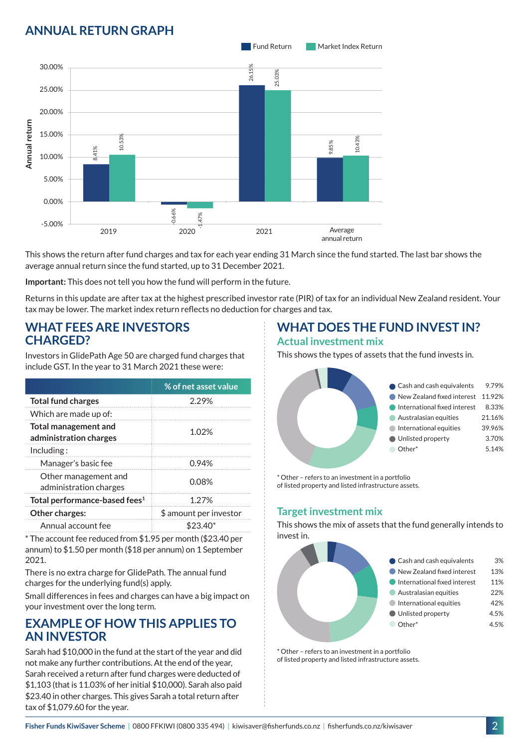## ANNUAL RETURN GRAPH

| | Fund Return | Market Index Return |
|---|---|---|
| 2019 | 8.41% | 10.53% |
| 2020 | -0.66% | -1.47% |
| 2021 | 26.15% | 25.03% |
| Average annual return | 9.85% | 10.43% |

This shows the return after fund charges and tax for each year ending 31 March since the fund started. The last bar shows the average annual return since the fund started, up to 31 December 2021.

**Important:** This does not tell you how the fund will perform in the future.

Returns in this update are after tax at the highest prescribed investor rate (PIR) of tax for an individual New Zealand resident. Your tax may be lower. The market index return reflects no deduction for charges and tax.

## WHAT FEES ARE INVESTORS CHARGED?

Investors in GlidePath Age 50 are charged fund charges that include GST. In the year to 31 March 2021 these were:

| | % of net asset value |
|---|---|
| **Total fund charges** | 2.29% |
| Which are made up of: | |
| **Total management and administration charges** | 1.02% |
| Including : | |
| Manager's basic fee | 0.94% |
| Other management and administration charges | 0.08% |
| **Total performance-based fees**[1] | 1.27% |
| **Other charges:** | $ amount per investor |
| Annual account fee | $23.40* |

* The account fee reduced from $1.95 per month ($23.40 per annum) to $1.50 per month ($18 per annum) on 1 September 2021.

There is no extra charge for GlidePath. The annual fund charges for the underlying fund(s) apply.

Small differences in fees and charges can have a big impact on your investment over the long term.

## EXAMPLE OF HOW THIS APPLIES TO AN INVESTOR

Sarah had $10,000 in the fund at the start of the year and did not make any further contributions. At the end of the year, Sarah received a return after fund charges were deducted of $1,103 (that is 11.03% of her initial $10,000). Sarah also paid $23.40 in other charges. This gives Sarah a total return after tax of $1,079.60 for the year.

## WHAT DOES THE FUND INVEST IN?

### Actual investment mix

This shows the types of assets that the fund invests in.

| Asset type | % |
|---|---|
| Cash and cash equivalents | 9.79% |
| New Zealand fixed interest | 11.92% |
| International fixed interest | 8.33% |
| Australasian equities | 21.16% |
| International equities | 39.96% |
| Unlisted property | 3.70% |
| Other* | 5.14% |

* Other – refers to an investment in a portfolio of listed property and listed infrastructure assets.

### Target investment mix

This shows the mix of assets that the fund generally intends to invest in.

| Asset type | % |
|---|---|
| Cash and cash equivalents | 3% |
| New Zealand fixed interest | 13% |
| International fixed interest | 11% |
| Australasian equities | 22% |
| International equities | 42% |
| Unlisted property | 4.5% |
| Other* | 4.5% |

* Other – refers to an investment in a portfolio of listed property and listed infrastructure assets.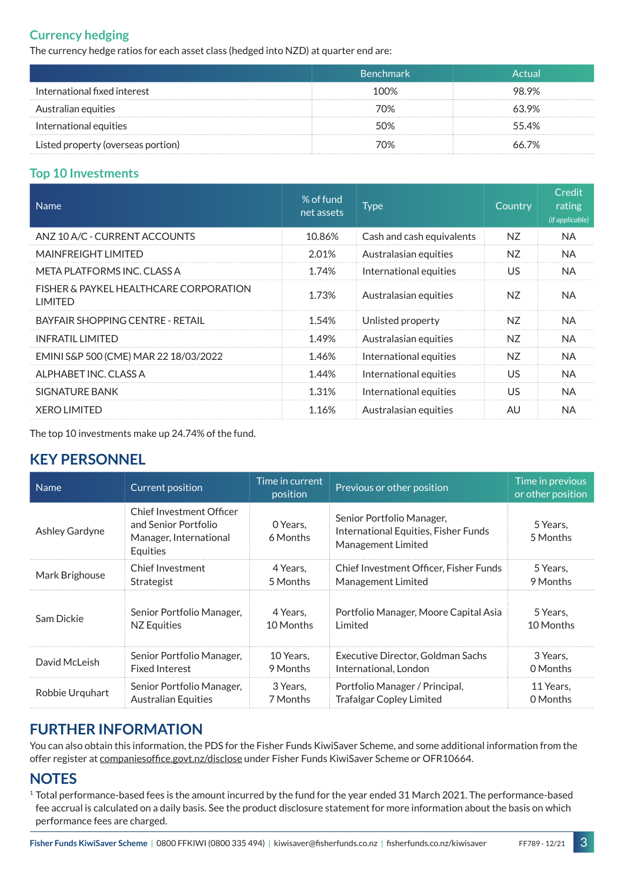## Currency hedging

The currency hedge ratios for each asset class (hedged into NZD) at quarter end are:

| | Benchmark | Actual |
|---|---|---|
| International fixed interest | 100% | 98.9% |
| Australian equities | 70% | 63.9% |
| International equities | 50% | 55.4% |
| Listed property (overseas portion) | 70% | 66.7% |

## Top 10 Investments

| Name | % of fund net assets | Type | Country | Credit rating *(if applicable)* |
|---|---|---|---|---|
| ANZ 10 A/C - CURRENT ACCOUNTS | 10.86% | Cash and cash equivalents | NZ | NA |
| MAINFREIGHT LIMITED | 2.01% | Australasian equities | NZ | NA |
| META PLATFORMS INC. CLASS A | 1.74% | International equities | US | NA |
| FISHER & PAYKEL HEALTHCARE CORPORATION LIMITED | 1.73% | Australasian equities | NZ | NA |
| BAYFAIR SHOPPING CENTRE - RETAIL | 1.54% | Unlisted property | NZ | NA |
| INFRATIL LIMITED | 1.49% | Australasian equities | NZ | NA |
| EMINI S&P 500 (CME) MAR 22 18/03/2022 | 1.46% | International equities | NZ | NA |
| ALPHABET INC. CLASS A | 1.44% | International equities | US | NA |
| SIGNATURE BANK | 1.31% | International equities | US | NA |
| XERO LIMITED | 1.16% | Australasian equities | AU | NA |

The top 10 investments make up 24.74% of the fund.

## KEY PERSONNEL

| Name | Current position | Time in current position | Previous or other position | Time in previous or other position |
|---|---|---|---|---|
| Ashley Gardyne | Chief Investment Officer and Senior Portfolio Manager, International Equities | 0 Years, 6 Months | Senior Portfolio Manager, International Equities, Fisher Funds Management Limited | 5 Years, 5 Months |
| Mark Brighouse | Chief Investment Strategist | 4 Years, 5 Months | Chief Investment Officer, Fisher Funds Management Limited | 5 Years, 9 Months |
| Sam Dickie | Senior Portfolio Manager, NZ Equities | 4 Years, 10 Months | Portfolio Manager, Moore Capital Asia Limited | 5 Years, 10 Months |
| David McLeish | Senior Portfolio Manager, Fixed Interest | 10 Years, 9 Months | Executive Director, Goldman Sachs International, London | 3 Years, 0 Months |
| Robbie Urquhart | Senior Portfolio Manager, Australian Equities | 3 Years, 7 Months | Portfolio Manager / Principal, Trafalgar Copley Limited | 11 Years, 0 Months |

## FURTHER INFORMATION

You can also obtain this information, the PDS for the Fisher Funds KiwiSaver Scheme, and some additional information from the offer register at companiesoffice.govt.nz/disclose under Fisher Funds KiwiSaver Scheme or OFR10664.

## NOTES

[1] Total performance-based fees is the amount incurred by the fund for the year ended 31 March 2021. The performance-based fee accrual is calculated on a daily basis. See the product disclosure statement for more information about the basis on which performance fees are charged.

**Fisher Funds KiwiSaver Scheme** | 0800 FFKIWI (0800 335 494) | kiwisaver@fisherfunds.co.nz | fisherfunds.co.nz/kiwisaver FF789 - 12/21